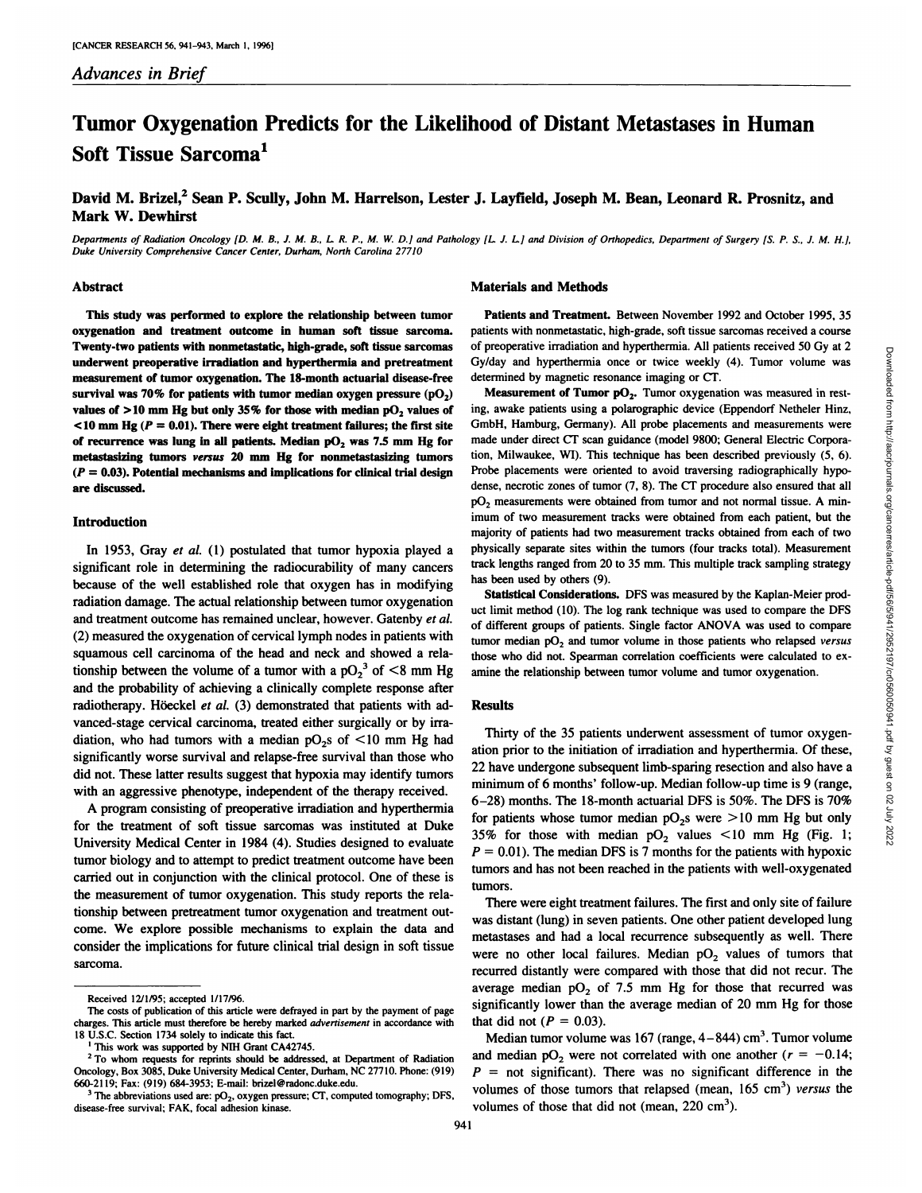*Advances in Brief*

# Tumor Oxygenation Predicts for the Likelihood of Distant Metastases in Human Soft Tissue Sarcoma[1]

**David M. Brizel,[2] Sean P. Scully, John M. Harrelson, Lester J. Layfield, Joseph M. Bean, Leonard R. Prosnitz, and Mark W. Dewhirst**

*Departments of Radiation Oncology [D. M. B., J. M. B., L. R. P., M. W. D.] and Pathology [L. J. L.] and Division of Orthopedics, Department of Surgery [S. P. S., J. M. H.], Duke University Comprehensive Cancer Center, Durham, North Carolina 27710*

## Abstract

**This study was performed to explore the relationship between tumor oxygenation and treatment outcome in human soft tissue sarcoma. Twenty-two patients with nonmetastatic, high-grade, soft tissue sarcomas underwent preoperative irradiation and hyperthermia and pretreatment measurement of tumor oxygenation. The 18-month actuarial disease-free survival was 70% for patients with tumor median oxygen pressure ($pO_2$) values of >10 mm Hg but only 35% for those with median $pO_2$ values of <10 mm Hg ($P = 0.01$). There were eight treatment failures; the first site of recurrence was lung in all patients. Median $pO_2$ was 7.5 mm Hg for metastasizing tumors *versus* 20 mm Hg for nonmetastasizing tumors ($P = 0.03$). Potential mechanisms and implications for clinical trial design are discussed.**

## Introduction

In 1953, Gray *et al.* (1) postulated that tumor hypoxia played a significant role in determining the radiocurability of many cancers because of the well established role that oxygen has in modifying radiation damage. The actual relationship between tumor oxygenation and treatment outcome has remained unclear, however. Gatenby *et al.* (2) measured the oxygenation of cervical lymph nodes in patients with squamous cell carcinoma of the head and neck and showed a relationship between the volume of a tumor with a $pO_2$[3] of <8 mm Hg and the probability of achieving a clinically complete response after radiotherapy. Höeckel *et al.* (3) demonstrated that patients with advanced-stage cervical carcinoma, treated either surgically or by irradiation, who had tumors with a median $pO_2$s of <10 mm Hg had significantly worse survival and relapse-free survival than those who did not. These latter results suggest that hypoxia may identify tumors with an aggressive phenotype, independent of the therapy received.

A program consisting of preoperative irradiation and hyperthermia for the treatment of soft tissue sarcomas was instituted at Duke University Medical Center in 1984 (4). Studies designed to evaluate tumor biology and to attempt to predict treatment outcome have been carried out in conjunction with the clinical protocol. One of these is the measurement of tumor oxygenation. This study reports the relationship between pretreatment tumor oxygenation and treatment outcome. We explore possible mechanisms to explain the data and consider the implications for future clinical trial design in soft tissue sarcoma.

## Materials and Methods

**Patients and Treatment.** Between November 1992 and October 1995, 35 patients with nonmetastatic, high-grade, soft tissue sarcomas received a course of preoperative irradiation and hyperthermia. All patients received 50 Gy at 2 Gy/day and hyperthermia once or twice weekly (4). Tumor volume was determined by magnetic resonance imaging or CT.

**Measurement of Tumor $pO_2$.** Tumor oxygenation was measured in resting, awake patients using a polarographic device (Eppendorf Netheler Hinz, GmbH, Hamburg, Germany). All probe placements and measurements were made under direct CT scan guidance (model 9800; General Electric Corporation, Milwaukee, WI). This technique has been described previously (5, 6). Probe placements were oriented to avoid traversing radiographically hypodense, necrotic zones of tumor (7, 8). The CT procedure also ensured that all $pO_2$ measurements were obtained from tumor and not normal tissue. A minimum of two measurement tracks were obtained from each patient, but the majority of patients had two measurement tracks obtained from each of two physically separate sites within the tumors (four tracks total). Measurement track lengths ranged from 20 to 35 mm. This multiple track sampling strategy has been used by others (9).

**Statistical Considerations.** DFS was measured by the Kaplan-Meier product limit method (10). The log rank technique was used to compare the DFS of different groups of patients. Single factor ANOVA was used to compare tumor median $pO_2$ and tumor volume in those patients who relapsed *versus* those who did not. Spearman correlation coefficients were calculated to examine the relationship between tumor volume and tumor oxygenation.

## Results

Thirty of the 35 patients underwent assessment of tumor oxygenation prior to the initiation of irradiation and hyperthermia. Of these, 22 have undergone subsequent limb-sparing resection and also have a minimum of 6 months' follow-up. Median follow-up time is 9 (range, 6–28) months. The 18-month actuarial DFS is 50%. The DFS is 70% for patients whose tumor median $pO_2$s were >10 mm Hg but only 35% for those with median $pO_2$ values <10 mm Hg (Fig. 1; $P = 0.01$). The median DFS is 7 months for the patients with hypoxic tumors and has not been reached in the patients with well-oxygenated tumors.

There were eight treatment failures. The first and only site of failure was distant (lung) in seven patients. One other patient developed lung metastases and had a local recurrence subsequently as well. There were no other local failures. Median $pO_2$ values of tumors that recurred distantly were compared with those that did not recur. The average median $pO_2$ of 7.5 mm Hg for those that recurred was significantly lower than the average median of 20 mm Hg for those that did not ($P = 0.03$).

Median tumor volume was 167 (range, 4–844) $cm^3$. Tumor volume and median $pO_2$ were not correlated with one another ($r = -0.14$; $P$ = not significant). There was no significant difference in the volumes of those tumors that relapsed (mean, 165 $cm^3$) *versus* the volumes of those that did not (mean, 220 $cm^3$).

---

Received 12/1/95; accepted 1/17/96.

The costs of publication of this article were defrayed in part by the payment of page charges. This article must therefore be hereby marked *advertisement* in accordance with 18 U.S.C. Section 1734 solely to indicate this fact.

[1] This work was supported by NIH Grant CA42745.

[2] To whom requests for reprints should be addressed, at Department of Radiation Oncology, Box 3085, Duke University Medical Center, Durham, NC 27710. Phone: (919) 660-2119; Fax: (919) 684-3953; E-mail: brizel@radonc.duke.edu.

[3] The abbreviations used are: $pO_2$, oxygen pressure; CT, computed tomography; DFS, disease-free survival; FAK, focal adhesion kinase.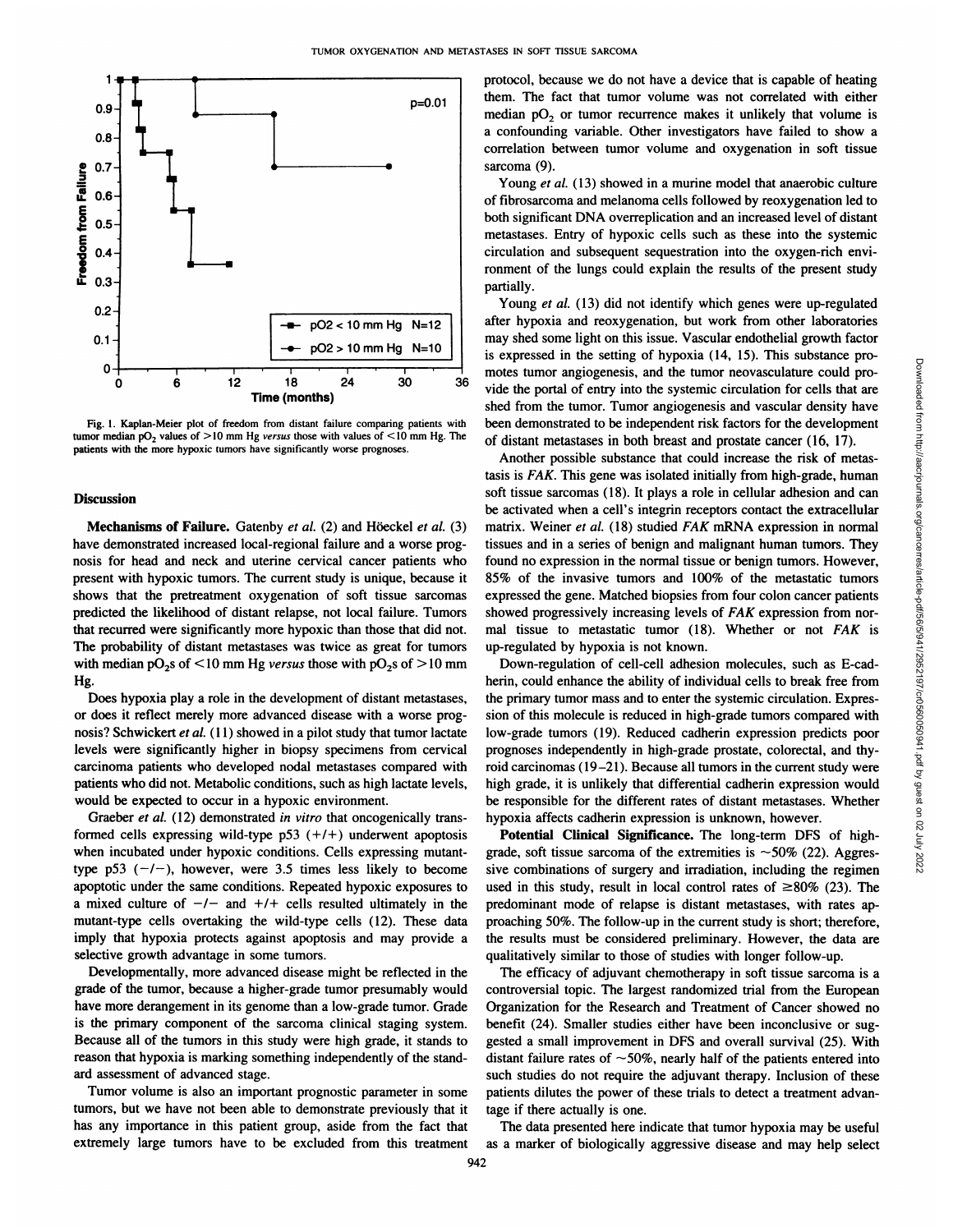Fig. 1. Kaplan-Meier plot of freedom from distant failure comparing patients with tumor median $pO_2$ values of >10 mm Hg *versus* those with values of <10 mm Hg. The patients with the more hypoxic tumors have significantly worse prognoses.

## Discussion

**Mechanisms of Failure.** Gatenby *et al.* (2) and Höeckel *et al.* (3) have demonstrated increased local-regional failure and a worse prognosis for head and neck and uterine cervical cancer patients who present with hypoxic tumors. The current study is unique, because it shows that the pretreatment oxygenation of soft tissue sarcomas predicted the likelihood of distant relapse, not local failure. Tumors that recurred were significantly more hypoxic than those that did not. The probability of distant metastases was twice as great for tumors with median $pO_2$s of <10 mm Hg *versus* those with $pO_2$s of >10 mm Hg.

Does hypoxia play a role in the development of distant metastases, or does it reflect merely more advanced disease with a worse prognosis? Schwickert *et al.* (11) showed in a pilot study that tumor lactate levels were significantly higher in biopsy specimens from cervical carcinoma patients who developed nodal metastases compared with patients who did not. Metabolic conditions, such as high lactate levels, would be expected to occur in a hypoxic environment.

Graeber *et al.* (12) demonstrated *in vitro* that oncogenically transformed cells expressing wild-type p53 (+/+) underwent apoptosis when incubated under hypoxic conditions. Cells expressing mutant-type p53 (−/−), however, were 3.5 times less likely to become apoptotic under the same conditions. Repeated hypoxic exposures to a mixed culture of −/− and +/+ cells resulted ultimately in the mutant-type cells overtaking the wild-type cells (12). These data imply that hypoxia protects against apoptosis and may provide a selective growth advantage in some tumors.

Developmentally, more advanced disease might be reflected in the grade of the tumor, because a higher-grade tumor presumably would have more derangement in its genome than a low-grade tumor. Grade is the primary component of the sarcoma clinical staging system. Because all of the tumors in this study were high grade, it stands to reason that hypoxia is marking something independently of the standard assessment of advanced stage.

Tumor volume is also an important prognostic parameter in some tumors, but we have not been able to demonstrate previously that it has any importance in this patient group, aside from the fact that extremely large tumors have to be excluded from this treatment protocol, because we do not have a device that is capable of heating them. The fact that tumor volume was not correlated with either median $pO_2$ or tumor recurrence makes it unlikely that volume is a confounding variable. Other investigators have failed to show a correlation between tumor volume and oxygenation in soft tissue sarcoma (9).

Young *et al.* (13) showed in a murine model that anaerobic culture of fibrosarcoma and melanoma cells followed by reoxygenation led to both significant DNA overreplication and an increased level of distant metastases. Entry of hypoxic cells such as these into the systemic circulation and subsequent sequestration into the oxygen-rich environment of the lungs could explain the results of the present study partially.

Young *et al.* (13) did not identify which genes were up-regulated after hypoxia and reoxygenation, but work from other laboratories may shed some light on this issue. Vascular endothelial growth factor is expressed in the setting of hypoxia (14, 15). This substance promotes tumor angiogenesis, and the tumor neovasculature could provide the portal of entry into the systemic circulation for cells that are shed from the tumor. Tumor angiogenesis and vascular density have been demonstrated to be independent risk factors for the development of distant metastases in both breast and prostate cancer (16, 17).

Another possible substance that could increase the risk of metastasis is *FAK*. This gene was isolated initially from high-grade, human soft tissue sarcomas (18). It plays a role in cellular adhesion and can be activated when a cell's integrin receptors contact the extracellular matrix. Weiner *et al.* (18) studied *FAK* mRNA expression in normal tissues and in a series of benign and malignant human tumors. They found no expression in the normal tissue or benign tumors. However, 85% of the invasive tumors and 100% of the metastatic tumors expressed the gene. Matched biopsies from four colon cancer patients showed progressively increasing levels of *FAK* expression from normal tissue to metastatic tumor (18). Whether or not *FAK* is up-regulated by hypoxia is not known.

Down-regulation of cell-cell adhesion molecules, such as E-cadherin, could enhance the ability of individual cells to break free from the primary tumor mass and to enter the systemic circulation. Expression of this molecule is reduced in high-grade tumors compared with low-grade tumors (19). Reduced cadherin expression predicts poor prognoses independently in high-grade prostate, colorectal, and thyroid carcinomas (19–21). Because all tumors in the current study were high grade, it is unlikely that differential cadherin expression would be responsible for the different rates of distant metastases. Whether hypoxia affects cadherin expression is unknown, however.

**Potential Clinical Significance.** The long-term DFS of high-grade, soft tissue sarcoma of the extremities is ~50% (22). Aggressive combinations of surgery and irradiation, including the regimen used in this study, result in local control rates of ≥80% (23). The predominant mode of relapse is distant metastases, with rates approaching 50%. The follow-up in the current study is short; therefore, the results must be considered preliminary. However, the data are qualitatively similar to those of studies with longer follow-up.

The efficacy of adjuvant chemotherapy in soft tissue sarcoma is a controversial topic. The largest randomized trial from the European Organization for the Research and Treatment of Cancer showed no benefit (24). Smaller studies either have been inconclusive or suggested a small improvement in DFS and overall survival (25). With distant failure rates of ~50%, nearly half of the patients entered into such studies do not require the adjuvant therapy. Inclusion of these patients dilutes the power of these trials to detect a treatment advantage if there actually is one.

The data presented here indicate that tumor hypoxia may be useful as a marker of biologically aggressive disease and may help select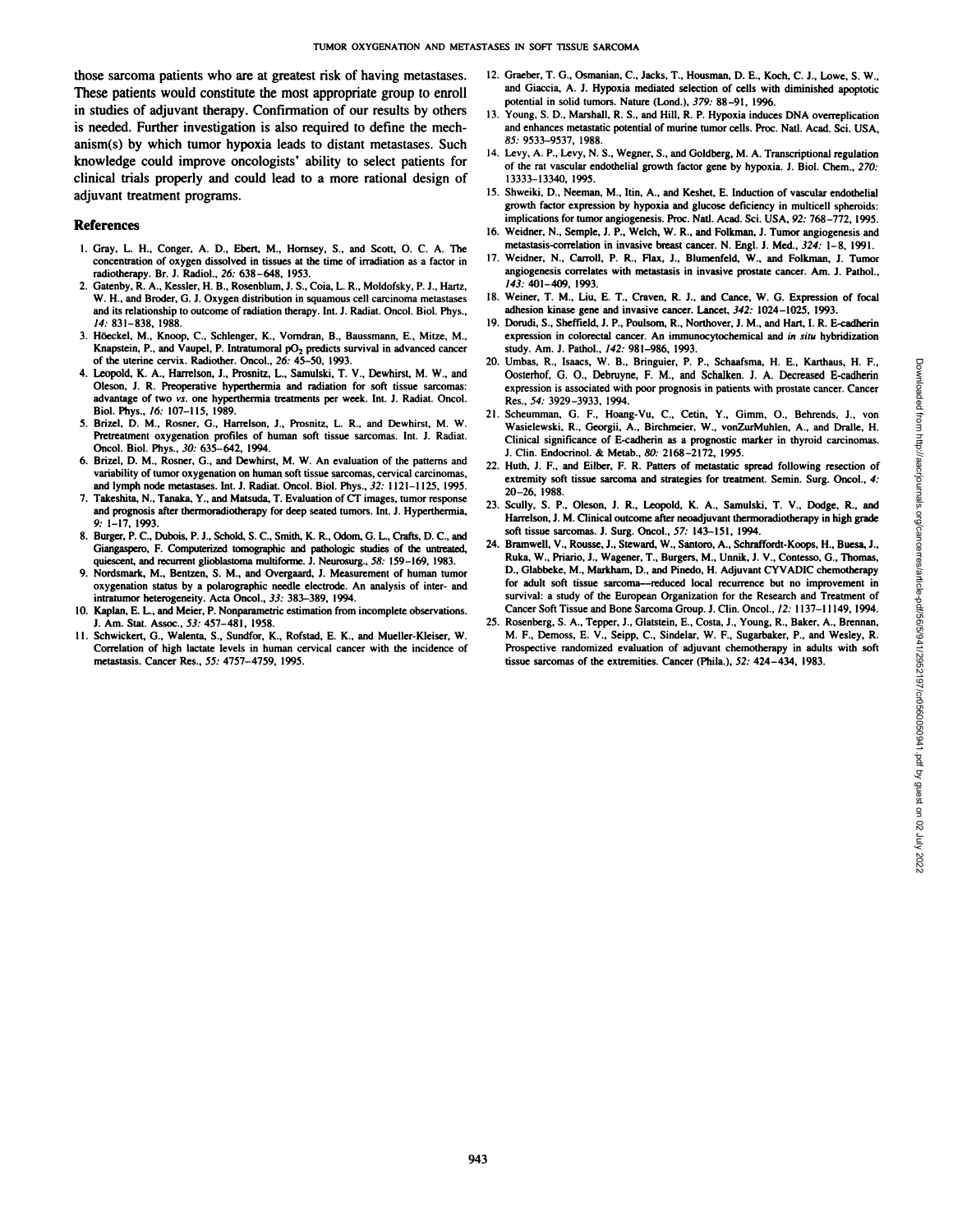those sarcoma patients who are at greatest risk of having metastases. These patients would constitute the most appropriate group to enroll in studies of adjuvant therapy. Confirmation of our results by others is needed. Further investigation is also required to define the mechanism(s) by which tumor hypoxia leads to distant metastases. Such knowledge could improve oncologists' ability to select patients for clinical trials properly and could lead to a more rational design of adjuvant treatment programs.

## References

1. Gray, L. H., Conger, A. D., Ebert, M., Hornsey, S., and Scott, O. C. A. The concentration of oxygen dissolved in tissues at the time of irradiation as a factor in radiotherapy. Br. J. Radiol., *26:* 638–648, 1953.
2. Gatenby, R. A., Kessler, H. B., Rosenblum, J. S., Coia, L. R., Moldofsky, P. J., Hartz, W. H., and Broder, G. J. Oxygen distribution in squamous cell carcinoma metastases and its relationship to outcome of radiation therapy. Int. J. Radiat. Oncol. Biol. Phys., *14:* 831–838, 1988.
3. Höeckel, M., Knoop, C., Schlenger, K., Vorndran, B., Baussmann, E., Mitze, M., Knapstein, P., and Vaupel, P. Intratumoral $pO_2$ predicts survival in advanced cancer of the uterine cervix. Radiother. Oncol., *26:* 45–50, 1993.
4. Leopold, K. A., Harrelson, J., Prosnitz, L., Samulski, T. V., Dewhirst, M. W., and Oleson, J. R. Preoperative hyperthermia and radiation for soft tissue sarcomas: advantage of two *vs.* one hyperthermia treatments per week. Int. J. Radiat. Oncol. Biol. Phys., *16:* 107–115, 1989.
5. Brizel, D. M., Rosner, G., Harrelson, J., Prosnitz, L. R., and Dewhirst, M. W. Pretreatment oxygenation profiles of human soft tissue sarcomas. Int. J. Radiat. Oncol. Biol. Phys., *30:* 635–642, 1994.
6. Brizel, D. M., Rosner, G., and Dewhirst, M. W. An evaluation of the patterns and variability of tumor oxygenation on human soft tissue sarcomas, cervical carcinomas, and lymph node metastases. Int. J. Radiat. Oncol. Biol. Phys., *32:* 1121–1125, 1995.
7. Takeshita, N., Tanaka, Y., and Matsuda, T. Evaluation of CT images, tumor response and prognosis after thermoradiotherapy for deep seated tumors. Int. J. Hyperthermia, *9:* 1–17, 1993.
8. Burger, P. C., Dubois, P. J., Schold, S. C., Smith, K. R., Odom, G. L., Crafts, D. C., and Giangaspero, F. Computerized tomographic and pathologic studies of the untreated, quiescent, and recurrent glioblastoma multiforme. J. Neurosurg., *58:* 159–169, 1983.
9. Nordsmark, M., Bentzen, S. M., and Overgaard, J. Measurement of human tumor oxygenation status by a polarographic needle electrode. An analysis of inter- and intratumor heterogeneity. Acta Oncol., *33:* 383–389, 1994.
10. Kaplan, E. L., and Meier, P. Nonparametric estimation from incomplete observations. J. Am. Stat. Assoc., *53:* 457–481, 1958.
11. Schwickert, G., Walenta, S., Sundfor, K., Rofstad, E. K., and Mueller-Kleiser, W. Correlation of high lactate levels in human cervical cancer with the incidence of metastasis. Cancer Res., *55:* 4757–4759, 1995.
12. Graeber, T. G., Osmanian, C., Jacks, T., Housman, D. E., Koch, C. J., Lowe, S. W., and Giaccia, A. J. Hypoxia mediated selection of cells with diminished apoptotic potential in solid tumors. Nature (Lond.), *379:* 88–91, 1996.
13. Young, S. D., Marshall, R. S., and Hill, R. P. Hypoxia induces DNA overreplication and enhances metastatic potential of murine tumor cells. Proc. Natl. Acad. Sci. USA, *85:* 9533–9537, 1988.
14. Levy, A. P., Levy, N. S., Wegner, S., and Goldberg, M. A. Transcriptional regulation of the rat vascular endothelial growth factor gene by hypoxia. J. Biol. Chem., *270:* 13333–13340, 1995.
15. Shweiki, D., Neeman, M., Itin, A., and Keshet, E. Induction of vascular endothelial growth factor expression by hypoxia and glucose deficiency in multicell spheroids: implications for tumor angiogenesis. Proc. Natl. Acad. Sci. USA, *92:* 768–772, 1995.
16. Weidner, N., Semple, J. P., Welch, W. R., and Folkman, J. Tumor angiogenesis and metastasis-correlation in invasive breast cancer. N. Engl. J. Med., *324:* 1–8, 1991.
17. Weidner, N., Carroll, P. R., Flax, J., Blumenfeld, W., and Folkman, J. Tumor angiogenesis correlates with metastasis in invasive prostate cancer. Am. J. Pathol., *143:* 401–409, 1993.
18. Weiner, T. M., Liu, E. T., Craven, R. J., and Cance, W. G. Expression of focal adhesion kinase gene and invasive cancer. Lancet, *342:* 1024–1025, 1993.
19. Dorudi, S., Sheffield, J. P., Poulsom, R., Northover, J. M., and Hart, I. R. E-cadherin expression in colorectal cancer. An immunocytochemical and *in situ* hybridization study. Am. J. Pathol., *142:* 981–986, 1993.
20. Umbas, R., Isaacs, W. B., Bringuier, P. P., Schaafsma, H. E., Karthaus, H. F., Oosterhof, G. O., Debruyne, F. M., and Schalken. J. A. Decreased E-cadherin expression is associated with poor prognosis in patients with prostate cancer. Cancer Res., *54:* 3929–3933, 1994.
21. Scheumman, G. F., Hoang-Vu, C., Cetin, Y., Gimm, O., Behrends, J., von Wasielewski, R., Georgii, A., Birchmeier, W., vonZurMuhlen, A., and Dralle, H. Clinical significance of E-cadherin as a prognostic marker in thyroid carcinomas. J. Clin. Endocrinol. & Metab., *80:* 2168–2172, 1995.
22. Huth, J. F., and Eilber, F. R. Patters of metastatic spread following resection of extremity soft tissue sarcoma and strategies for treatment. Semin. Surg. Oncol., *4:* 20–26, 1988.
23. Scully, S. P., Oleson, J. R., Leopold, K. A., Samulski, T. V., Dodge, R., and Harrelson, J. M. Clinical outcome after neoadjuvant thermoradiotherapy in high grade soft tissue sarcomas. J. Surg. Oncol., *57:* 143–151, 1994.
24. Bramwell, V., Rousse, J., Steward, W., Santoro, A., Schraffordt-Koops, H., Buesa, J., Ruka, W., Priario, J., Wagener, T., Burgers, M., Unnik, J. V., Contesso, G., Thomas, D., Glabbeke, M., Markham, D., and Pinedo, H. Adjuvant CYVADIC chemotherapy for adult soft tissue sarcoma—reduced local recurrence but no improvement in survival: a study of the European Organization for the Research and Treatment of Cancer Soft Tissue and Bone Sarcoma Group. J. Clin. Oncol., *12:* 1137–11149, 1994.
25. Rosenberg, S. A., Tepper, J., Glatstein, E., Costa, J., Young, R., Baker, A., Brennan, M. F., Demoss, E. V., Seipp, C., Sindelar, W. F., Sugarbaker, P., and Wesley, R. Prospective randomized evaluation of adjuvant chemotherapy in adults with soft tissue sarcomas of the extremities. Cancer (Phila.), *52:* 424–434, 1983.